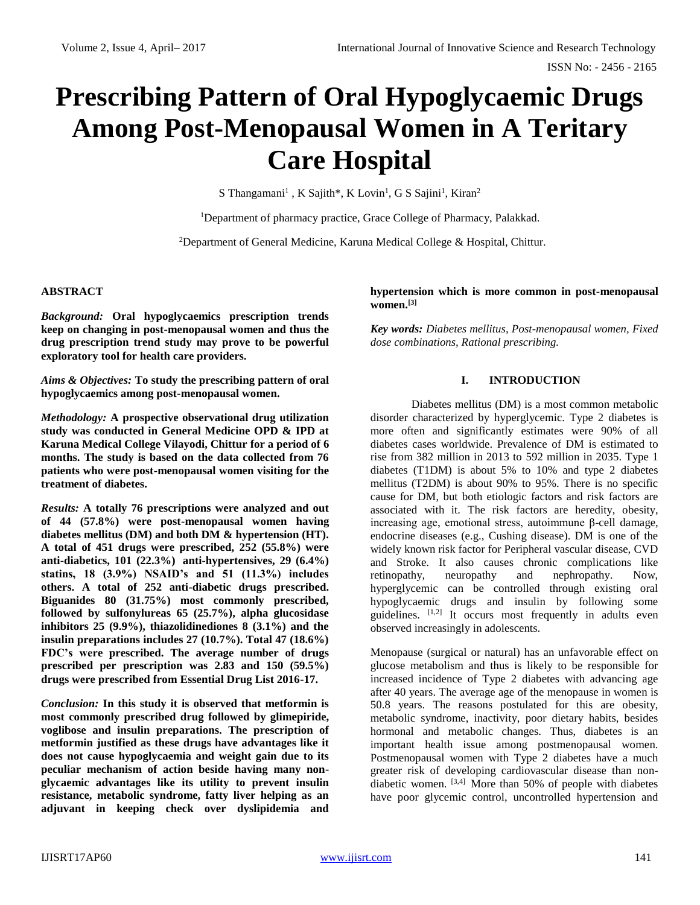# Prescribing Pattern of Oral Hypoglycaemic Drugs Among Post-Menopausal Women in A Teritary Care Hospital

S Thangamani[1] , K Sajith*, K Lovin[1], G S Sajini[1], Kiran[2]

[1]Department of pharmacy practice, Grace College of Pharmacy, Palakkad.

[2]Department of General Medicine, Karuna Medical College & Hospital, Chittur.

### ABSTRACT

*Background:* **Oral hypoglycaemics prescription trends keep on changing in post-menopausal women and thus the drug prescription trend study may prove to be powerful exploratory tool for health care providers.**

*Aims & Objectives:* **To study the prescribing pattern of oral hypoglycaemics among post-menopausal women.**

*Methodology:* **A prospective observational drug utilization study was conducted in General Medicine OPD & IPD at Karuna Medical College Vilayodi, Chittur for a period of 6 months. The study is based on the data collected from 76 patients who were post-menopausal women visiting for the treatment of diabetes.**

*Results:* **A totally 76 prescriptions were analyzed and out of 44 (57.8%) were post-menopausal women having diabetes mellitus (DM) and both DM & hypertension (HT). A total of 451 drugs were prescribed, 252 (55.8%) were anti-diabetics, 101 (22.3%) anti-hypertensives, 29 (6.4%) statins, 18 (3.9%) NSAID's and 51 (11.3%) includes others. A total of 252 anti-diabetic drugs prescribed. Biguanides 80 (31.75%) most commonly prescribed, followed by sulfonylureas 65 (25.7%), alpha glucosidase inhibitors 25 (9.9%), thiazolidinediones 8 (3.1%) and the insulin preparations includes 27 (10.7%). Total 47 (18.6%) FDC's were prescribed. The average number of drugs prescribed per prescription was 2.83 and 150 (59.5%) drugs were prescribed from Essential Drug List 2016-17.**

*Conclusion:* **In this study it is observed that metformin is most commonly prescribed drug followed by glimepiride, voglibose and insulin preparations. The prescription of metformin justified as these drugs have advantages like it does not cause hypoglycaemia and weight gain due to its peculiar mechanism of action beside having many non-glycaemic advantages like its utility to prevent insulin resistance, metabolic syndrome, fatty liver helping as an adjuvant in keeping check over dyslipidemia and hypertension which is more common in post-menopausal women.[3]**

*Key words: Diabetes mellitus, Post-menopausal women, Fixed dose combinations, Rational prescribing.*

## I. INTRODUCTION

Diabetes mellitus (DM) is a most common metabolic disorder characterized by hyperglycemic. Type 2 diabetes is more often and significantly estimates were 90% of all diabetes cases worldwide. Prevalence of DM is estimated to rise from 382 million in 2013 to 592 million in 2035. Type 1 diabetes (T1DM) is about 5% to 10% and type 2 diabetes mellitus (T2DM) is about 90% to 95%. There is no specific cause for DM, but both etiologic factors and risk factors are associated with it. The risk factors are heredity, obesity, increasing age, emotional stress, autoimmune β-cell damage, endocrine diseases (e.g., Cushing disease). DM is one of the widely known risk factor for Peripheral vascular disease, CVD and Stroke. It also causes chronic complications like retinopathy, neuropathy and nephropathy. Now, hyperglycemic can be controlled through existing oral hypoglycaemic drugs and insulin by following some guidelines. [1,2] It occurs most frequently in adults even observed increasingly in adolescents.

Menopause (surgical or natural) has an unfavorable effect on glucose metabolism and thus is likely to be responsible for increased incidence of Type 2 diabetes with advancing age after 40 years. The average age of the menopause in women is 50.8 years. The reasons postulated for this are obesity, metabolic syndrome, inactivity, poor dietary habits, besides hormonal and metabolic changes. Thus, diabetes is an important health issue among postmenopausal women. Postmenopausal women with Type 2 diabetes have a much greater risk of developing cardiovascular disease than non-diabetic women. [3,4] More than 50% of people with diabetes have poor glycemic control, uncontrolled hypertension and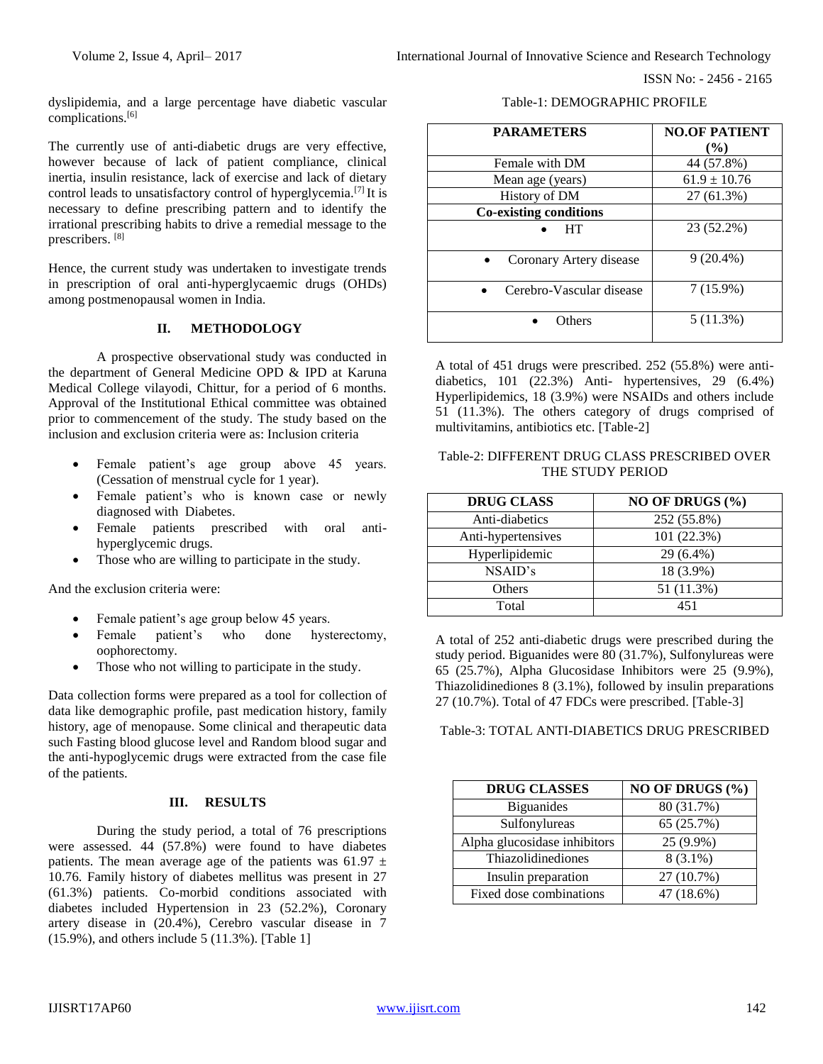dyslipidemia, and a large percentage have diabetic vascular complications.[6]

The currently use of anti-diabetic drugs are very effective, however because of lack of patient compliance, clinical inertia, insulin resistance, lack of exercise and lack of dietary control leads to unsatisfactory control of hyperglycemia.[7] It is necessary to define prescribing pattern and to identify the irrational prescribing habits to drive a remedial message to the prescribers. [8]

Hence, the current study was undertaken to investigate trends in prescription of oral anti-hyperglycaemic drugs (OHDs) among postmenopausal women in India.

## II. METHODOLOGY

A prospective observational study was conducted in the department of General Medicine OPD & IPD at Karuna Medical College vilayodi, Chittur, for a period of 6 months. Approval of the Institutional Ethical committee was obtained prior to commencement of the study. The study based on the inclusion and exclusion criteria were as: Inclusion criteria

- Female patient's age group above 45 years. (Cessation of menstrual cycle for 1 year).
- Female patient's who is known case or newly diagnosed with Diabetes.
- Female patients prescribed with oral anti-hyperglycemic drugs.
- Those who are willing to participate in the study.

And the exclusion criteria were:

- Female patient's age group below 45 years.
- Female patient's who done hysterectomy, oophorectomy.
- Those who not willing to participate in the study.

Data collection forms were prepared as a tool for collection of data like demographic profile, past medication history, family history, age of menopause. Some clinical and therapeutic data such Fasting blood glucose level and Random blood sugar and the anti-hypoglycemic drugs were extracted from the case file of the patients.

## III. RESULTS

During the study period, a total of 76 prescriptions were assessed. 44 (57.8%) were found to have diabetes patients. The mean average age of the patients was 61.97 ± 10.76. Family history of diabetes mellitus was present in 27 (61.3%) patients. Co-morbid conditions associated with diabetes included Hypertension in 23 (52.2%), Coronary artery disease in (20.4%), Cerebro vascular disease in 7 (15.9%), and others include 5 (11.3%). [Table 1]

Table-1: DEMOGRAPHIC PROFILE

| PARAMETERS | NO.OF PATIENT (%) |
|---|---|
| Female with DM | 44 (57.8%) |
| Mean age (years) | 61.9 ± 10.76 |
| History of DM | 27 (61.3%) |
| **Co-existing conditions** | |
| • HT | 23 (52.2%) |
| • Coronary Artery disease | 9 (20.4%) |
| • Cerebro-Vascular disease | 7 (15.9%) |
| • Others | 5 (11.3%) |

A total of 451 drugs were prescribed. 252 (55.8%) were anti-diabetics, 101 (22.3%) Anti- hypertensives, 29 (6.4%) Hyperlipidemics, 18 (3.9%) were NSAIDs and others include 51 (11.3%). The others category of drugs comprised of multivitamins, antibiotics etc. [Table-2]

Table-2: DIFFERENT DRUG CLASS PRESCRIBED OVER THE STUDY PERIOD

| DRUG CLASS | NO OF DRUGS (%) |
|---|---|
| Anti-diabetics | 252 (55.8%) |
| Anti-hypertensives | 101 (22.3%) |
| Hyperlipidemic | 29 (6.4%) |
| NSAID's | 18 (3.9%) |
| Others | 51 (11.3%) |
| Total | 451 |

A total of 252 anti-diabetic drugs were prescribed during the study period. Biguanides were 80 (31.7%), Sulfonylureas were 65 (25.7%), Alpha Glucosidase Inhibitors were 25 (9.9%), Thiazolidinediones 8 (3.1%), followed by insulin preparations 27 (10.7%). Total of 47 FDCs were prescribed. [Table-3]

Table-3: TOTAL ANTI-DIABETICS DRUG PRESCRIBED

| DRUG CLASSES | NO OF DRUGS (%) |
|---|---|
| Biguanides | 80 (31.7%) |
| Sulfonylureas | 65 (25.7%) |
| Alpha glucosidase inhibitors | 25 (9.9%) |
| Thiazolidinediones | 8 (3.1%) |
| Insulin preparation | 27 (10.7%) |
| Fixed dose combinations | 47 (18.6%) |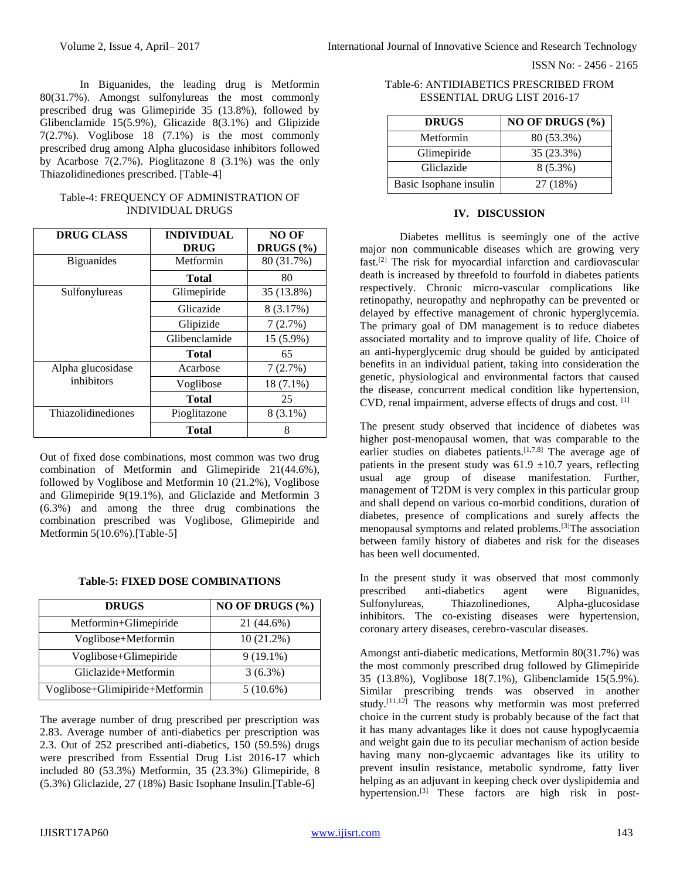In Biguanides, the leading drug is Metformin 80(31.7%). Amongst sulfonylureas the most commonly prescribed drug was Glimepiride 35 (13.8%), followed by Glibenclamide 15(5.9%), Glicazide 8(3.1%) and Glipizide 7(2.7%). Voglibose 18 (7.1%) is the most commonly prescribed drug among Alpha glucosidase inhibitors followed by Acarbose 7(2.7%). Pioglitazone 8 (3.1%) was the only Thiazolidinediones prescribed. [Table-4]

Table-4: FREQUENCY OF ADMINISTRATION OF INDIVIDUAL DRUGS

| DRUG CLASS | INDIVIDUAL DRUG | NO OF DRUGS (%) |
|---|---|---|
| Biguanides | Metformin | 80 (31.7%) |
| | **Total** | 80 |
| Sulfonylureas | Glimepiride | 35 (13.8%) |
| | Glicazide | 8 (3.17%) |
| | Glipizide | 7 (2.7%) |
| | Glibenclamide | 15 (5.9%) |
| | **Total** | 65 |
| Alpha glucosidase inhibitors | Acarbose | 7 (2.7%) |
| | Voglibose | 18 (7.1%) |
| | **Total** | 25 |
| Thiazolidinediones | Pioglitazone | 8 (3.1%) |
| | **Total** | 8 |

Out of fixed dose combinations, most common was two drug combination of Metformin and Glimepiride 21(44.6%), followed by Voglibose and Metformin 10 (21.2%), Voglibose and Glimepiride 9(19.1%), and Gliclazide and Metformin 3 (6.3%) and among the three drug combinations the combination prescribed was Voglibose, Glimepiride and Metformin 5(10.6%).[Table-5]

**Table-5: FIXED DOSE COMBINATIONS**

| DRUGS | NO OF DRUGS (%) |
|---|---|
| Metformin+Glimepiride | 21 (44.6%) |
| Voglibose+Metformin | 10 (21.2%) |
| Voglibose+Glimepiride | 9 (19.1%) |
| Gliclazide+Metformin | 3 (6.3%) |
| Voglibose+Glimipiride+Metformin | 5 (10.6%) |

The average number of drug prescribed per prescription was 2.83. Average number of anti-diabetics per prescription was 2.3. Out of 252 prescribed anti-diabetics, 150 (59.5%) drugs were prescribed from Essential Drug List 2016-17 which included 80 (53.3%) Metformin, 35 (23.3%) Glimepiride, 8 (5.3%) Gliclazide, 27 (18%) Basic Isophane Insulin.[Table-6]

Table-6: ANTIDIABETICS PRESCRIBED FROM ESSENTIAL DRUG LIST 2016-17

| DRUGS | NO OF DRUGS (%) |
|---|---|
| Metformin | 80 (53.3%) |
| Glimepiride | 35 (23.3%) |
| Gliclazide | 8 (5.3%) |
| Basic Isophane insulin | 27 (18%) |

## IV. DISCUSSION

Diabetes mellitus is seemingly one of the active major non communicable diseases which are growing very fast.[2] The risk for myocardial infarction and cardiovascular death is increased by threefold to fourfold in diabetes patients respectively. Chronic micro-vascular complications like retinopathy, neuropathy and nephropathy can be prevented or delayed by effective management of chronic hyperglycemia. The primary goal of DM management is to reduce diabetes associated mortality and to improve quality of life. Choice of an anti-hyperglycemic drug should be guided by anticipated benefits in an individual patient, taking into consideration the genetic, physiological and environmental factors that caused the disease, concurrent medical condition like hypertension, CVD, renal impairment, adverse effects of drugs and cost. [1]

The present study observed that incidence of diabetes was higher post-menopausal women, that was comparable to the earlier studies on diabetes patients.[1,7,8] The average age of patients in the present study was 61.9 ±10.7 years, reflecting usual age group of disease manifestation. Further, management of T2DM is very complex in this particular group and shall depend on various co-morbid conditions, duration of diabetes, presence of complications and surely affects the menopausal symptoms and related problems.[3]The association between family history of diabetes and risk for the diseases has been well documented.

In the present study it was observed that most commonly prescribed anti-diabetics agent were Biguanides, Sulfonylureas, Thiazolinediones, Alpha-glucosidase inhibitors. The co-existing diseases were hypertension, coronary artery diseases, cerebro-vascular diseases.

Amongst anti-diabetic medications, Metformin 80(31.7%) was the most commonly prescribed drug followed by Glimepiride 35 (13.8%), Voglibose 18(7.1%), Glibenclamide 15(5.9%). Similar prescribing trends was observed in another study.[11,12] The reasons why metformin was most preferred choice in the current study is probably because of the fact that it has many advantages like it does not cause hypoglycaemia and weight gain due to its peculiar mechanism of action beside having many non-glycaemic advantages like its utility to prevent insulin resistance, metabolic syndrome, fatty liver helping as an adjuvant in keeping check over dyslipidemia and hypertension.[3] These factors are high risk in post-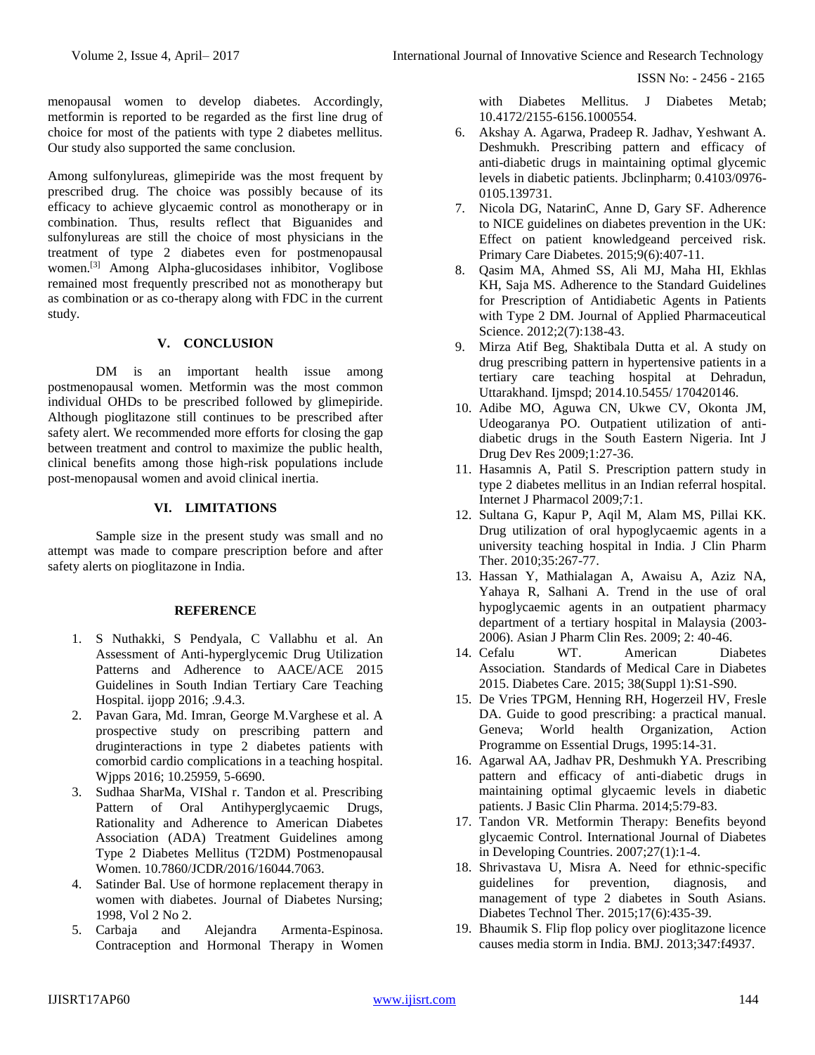menopausal women to develop diabetes. Accordingly, metformin is reported to be regarded as the first line drug of choice for most of the patients with type 2 diabetes mellitus. Our study also supported the same conclusion.

Among sulfonylureas, glimepiride was the most frequent by prescribed drug. The choice was possibly because of its efficacy to achieve glycaemic control as monotherapy or in combination. Thus, results reflect that Biguanides and sulfonylureas are still the choice of most physicians in the treatment of type 2 diabetes even for postmenopausal women.[3] Among Alpha-glucosidases inhibitor, Voglibose remained most frequently prescribed not as monotherapy but as combination or as co-therapy along with FDC in the current study.

## V. CONCLUSION

DM is an important health issue among postmenopausal women. Metformin was the most common individual OHDs to be prescribed followed by glimepiride. Although pioglitazone still continues to be prescribed after safety alert. We recommended more efforts for closing the gap between treatment and control to maximize the public health, clinical benefits among those high-risk populations include post-menopausal women and avoid clinical inertia.

## VI. LIMITATIONS

Sample size in the present study was small and no attempt was made to compare prescription before and after safety alerts on pioglitazone in India.

## REFERENCE

1. S Nuthakki, S Pendyala, C Vallabhu et al. An Assessment of Anti-hyperglycemic Drug Utilization Patterns and Adherence to AACE/ACE 2015 Guidelines in South Indian Tertiary Care Teaching Hospital. ijopp 2016; .9.4.3.
2. Pavan Gara, Md. Imran, George M.Varghese et al. A prospective study on prescribing pattern and druginteractions in type 2 diabetes patients with comorbid cardio complications in a teaching hospital. Wjpps 2016; 10.25959, 5-6690.
3. Sudhaa SharMa, VIShal r. Tandon et al. Prescribing Pattern of Oral Antihyperglycaemic Drugs, Rationality and Adherence to American Diabetes Association (ADA) Treatment Guidelines among Type 2 Diabetes Mellitus (T2DM) Postmenopausal Women. 10.7860/JCDR/2016/16044.7063.
4. Satinder Bal. Use of hormone replacement therapy in women with diabetes. Journal of Diabetes Nursing; 1998, Vol 2 No 2.
5. Carbaja and Alejandra Armenta-Espinosa. Contraception and Hormonal Therapy in Women with Diabetes Mellitus. J Diabetes Metab; 10.4172/2155-6156.1000554.
6. Akshay A. Agarwa, Pradeep R. Jadhav, Yeshwant A. Deshmukh. Prescribing pattern and efficacy of anti-diabetic drugs in maintaining optimal glycemic levels in diabetic patients. Jbclinpharm; 0.4103/0976-0105.139731.
7. Nicola DG, NatarinC, Anne D, Gary SF. Adherence to NICE guidelines on diabetes prevention in the UK: Effect on patient knowledgeand perceived risk. Primary Care Diabetes. 2015;9(6):407-11.
8. Qasim MA, Ahmed SS, Ali MJ, Maha HI, Ekhlas KH, Saja MS. Adherence to the Standard Guidelines for Prescription of Antidiabetic Agents in Patients with Type 2 DM. Journal of Applied Pharmaceutical Science. 2012;2(7):138-43.
9. Mirza Atif Beg, Shaktibala Dutta et al. A study on drug prescribing pattern in hypertensive patients in a tertiary care teaching hospital at Dehradun, Uttarakhand. Ijmspd; 2014.10.5455/ 170420146.
10. Adibe MO, Aguwa CN, Ukwe CV, Okonta JM, Udeogaranya PO. Outpatient utilization of anti-diabetic drugs in the South Eastern Nigeria. Int J Drug Dev Res 2009;1:27-36.
11. Hasamnis A, Patil S. Prescription pattern study in type 2 diabetes mellitus in an Indian referral hospital. Internet J Pharmacol 2009;7:1.
12. Sultana G, Kapur P, Aqil M, Alam MS, Pillai KK. Drug utilization of oral hypoglycaemic agents in a university teaching hospital in India. J Clin Pharm Ther. 2010;35:267-77.
13. Hassan Y, Mathialagan A, Awaisu A, Aziz NA, Yahaya R, Salhani A. Trend in the use of oral hypoglycaemic agents in an outpatient pharmacy department of a tertiary hospital in Malaysia (2003-2006). Asian J Pharm Clin Res. 2009; 2: 40-46.
14. Cefalu WT. American Diabetes Association. Standards of Medical Care in Diabetes 2015. Diabetes Care. 2015; 38(Suppl 1):S1-S90.
15. De Vries TPGM, Henning RH, Hogerzeil HV, Fresle DA. Guide to good prescribing: a practical manual. Geneva; World health Organization, Action Programme on Essential Drugs, 1995:14-31.
16. Agarwal AA, Jadhav PR, Deshmukh YA. Prescribing pattern and efficacy of anti-diabetic drugs in maintaining optimal glycaemic levels in diabetic patients. J Basic Clin Pharma. 2014;5:79-83.
17. Tandon VR. Metformin Therapy: Benefits beyond glycaemic Control. International Journal of Diabetes in Developing Countries. 2007;27(1):1-4.
18. Shrivastava U, Misra A. Need for ethnic-specific guidelines for prevention, diagnosis, and management of type 2 diabetes in South Asians. Diabetes Technol Ther. 2015;17(6):435-39.
19. Bhaumik S. Flip flop policy over pioglitazone licence causes media storm in India. BMJ. 2013;347:f4937.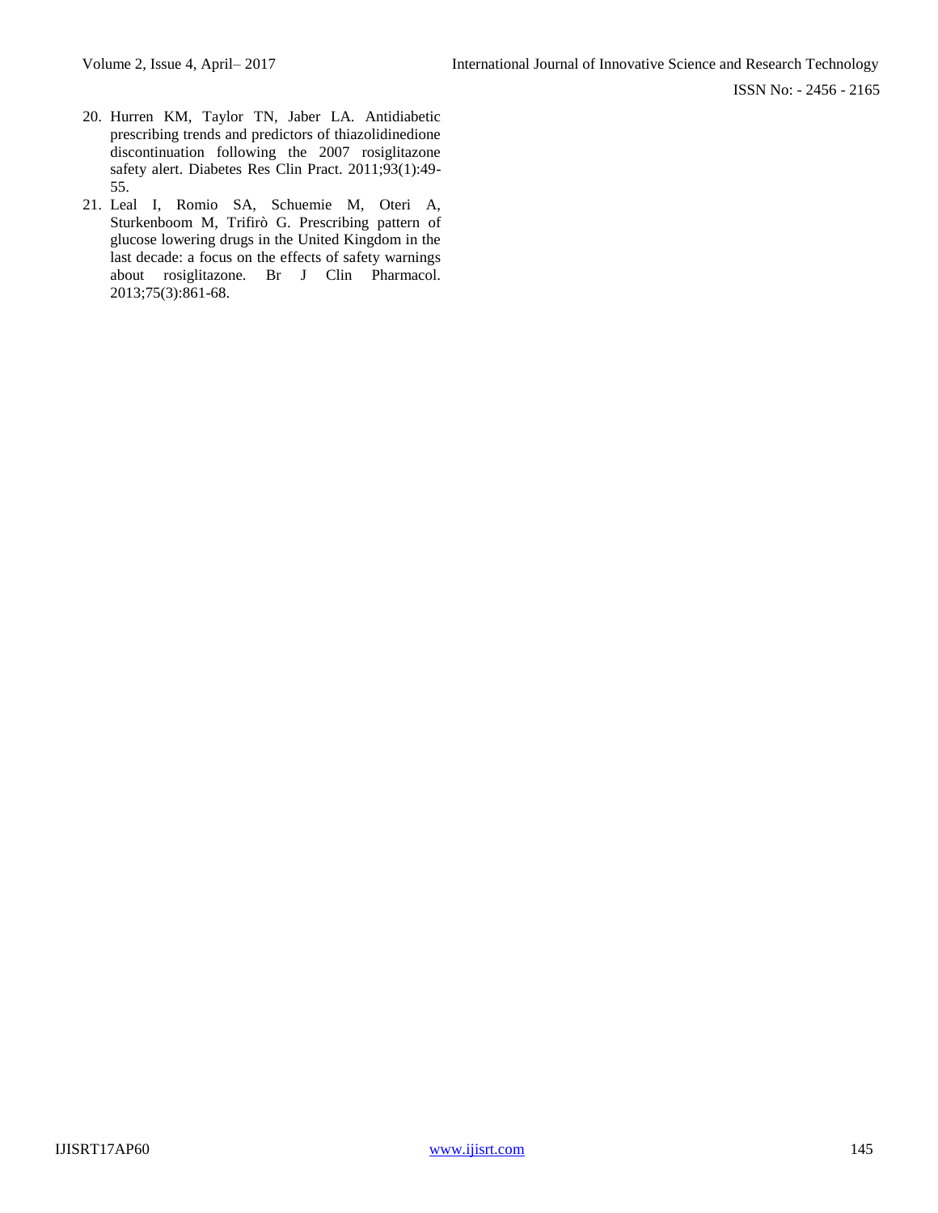20. Hurren KM, Taylor TN, Jaber LA. Antidiabetic prescribing trends and predictors of thiazolidinedione discontinuation following the 2007 rosiglitazone safety alert. Diabetes Res Clin Pract. 2011;93(1):49-55.
21. Leal I, Romio SA, Schuemie M, Oteri A, Sturkenboom M, Trifirò G. Prescribing pattern of glucose lowering drugs in the United Kingdom in the last decade: a focus on the effects of safety warnings about rosiglitazone. Br J Clin Pharmacol. 2013;75(3):861-68.